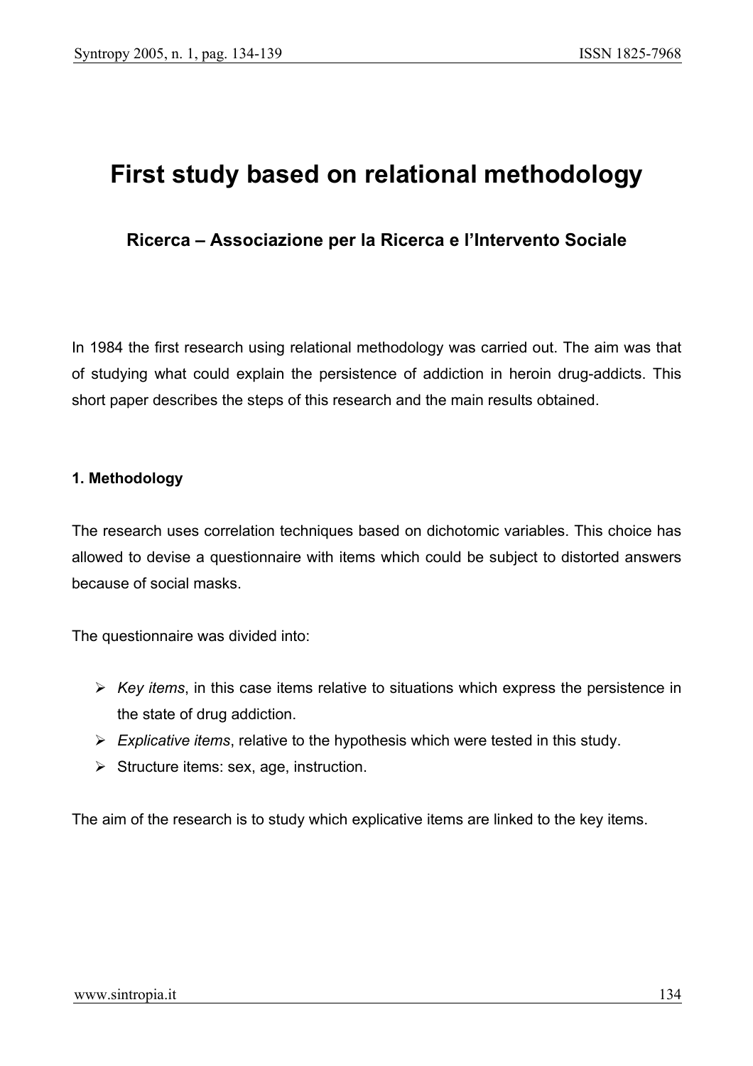# First study based on relational methodology

## Ricerca – Associazione per la Ricerca e l'Intervento Sociale

In 1984 the first research using relational methodology was carried out. The aim was that of studying what could explain the persistence of addiction in heroin drug-addicts. This short paper describes the steps of this research and the main results obtained.

### 1. Methodology

The research uses correlation techniques based on dichotomic variables. This choice has allowed to devise a questionnaire with items which could be subject to distorted answers because of social masks.

The questionnaire was divided into:

- *Key items*, in this case items relative to situations which express the persistence in the state of drug addiction.
- *Explicative items*, relative to the hypothesis which were tested in this study.
- Structure items: sex, age, instruction.

The aim of the research is to study which explicative items are linked to the key items.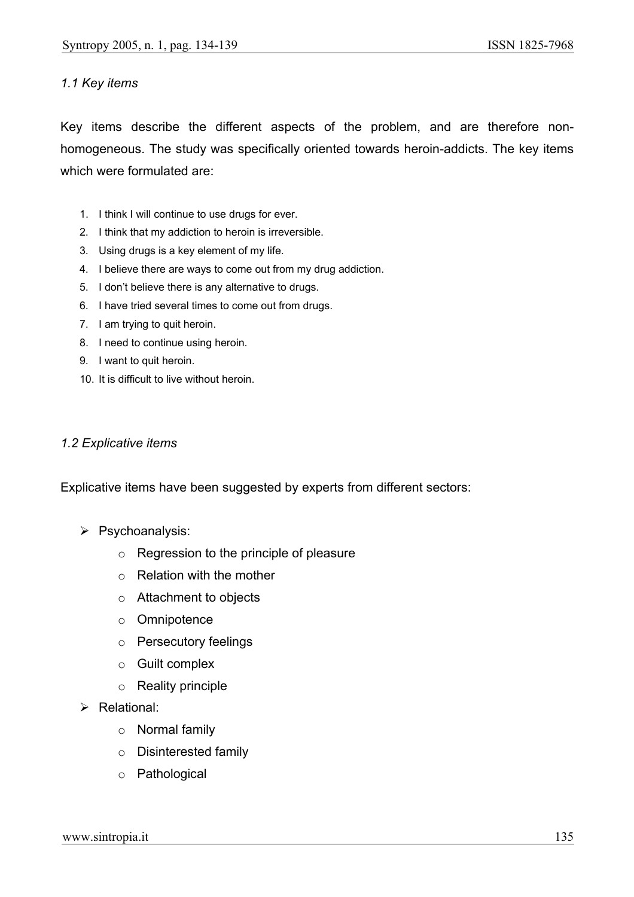### *1.1 Key items*

Key items describe the different aspects of the problem, and are therefore non-homogeneous. The study was specifically oriented towards heroin-addicts. The key items which were formulated are:

1. I think I will continue to use drugs for ever.
2. I think that my addiction to heroin is irreversible.
3. Using drugs is a key element of my life.
4. I believe there are ways to come out from my drug addiction.
5. I don't believe there is any alternative to drugs.
6. I have tried several times to come out from drugs.
7. I am trying to quit heroin.
8. I need to continue using heroin.
9. I want to quit heroin.
10. It is difficult to live without heroin.

### *1.2 Explicative items*

Explicative items have been suggested by experts from different sectors:

- Psychoanalysis:
  - Regression to the principle of pleasure
  - Relation with the mother
  - Attachment to objects
  - Omnipotence
  - Persecutory feelings
  - Guilt complex
  - Reality principle
- Relational:
  - Normal family
  - Disinterested family
  - Pathological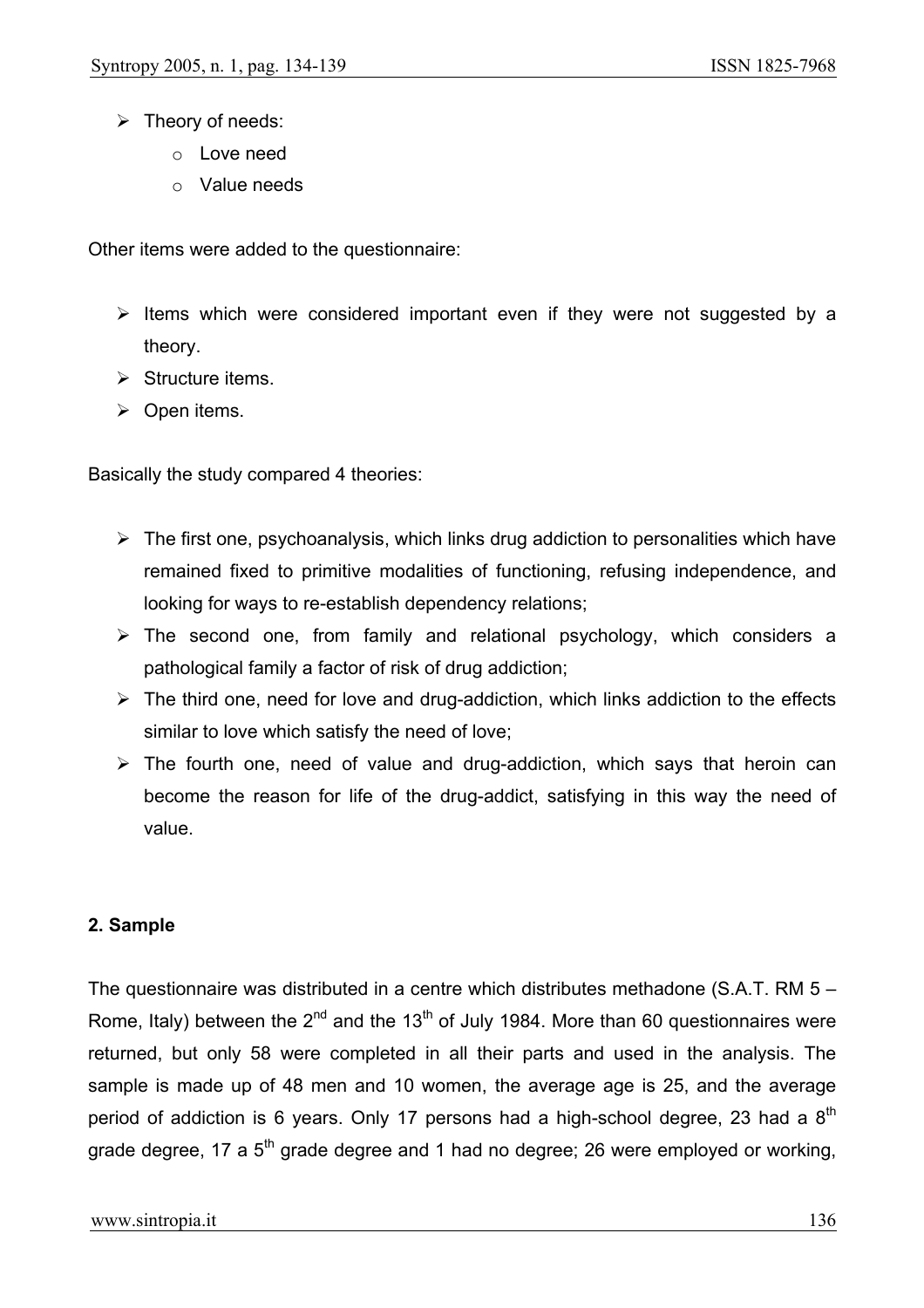- Theory of needs:
    - Love need
    - Value needs

Other items were added to the questionnaire:

- Items which were considered important even if they were not suggested by a theory.
- Structure items.
- Open items.

Basically the study compared 4 theories:

- The first one, psychoanalysis, which links drug addiction to personalities which have remained fixed to primitive modalities of functioning, refusing independence, and looking for ways to re-establish dependency relations;
- The second one, from family and relational psychology, which considers a pathological family a factor of risk of drug addiction;
- The third one, need for love and drug-addiction, which links addiction to the effects similar to love which satisfy the need of love;
- The fourth one, need of value and drug-addiction, which says that heroin can become the reason for life of the drug-addict, satisfying in this way the need of value.

**2. Sample**

The questionnaire was distributed in a centre which distributes methadone (S.A.T. RM 5 – Rome, Italy) between the 2nd and the 13th of July 1984. More than 60 questionnaires were returned, but only 58 were completed in all their parts and used in the analysis. The sample is made up of 48 men and 10 women, the average age is 25, and the average period of addiction is 6 years. Only 17 persons had a high-school degree, 23 had a 8th grade degree, 17 a 5th grade degree and 1 had no degree; 26 were employed or working,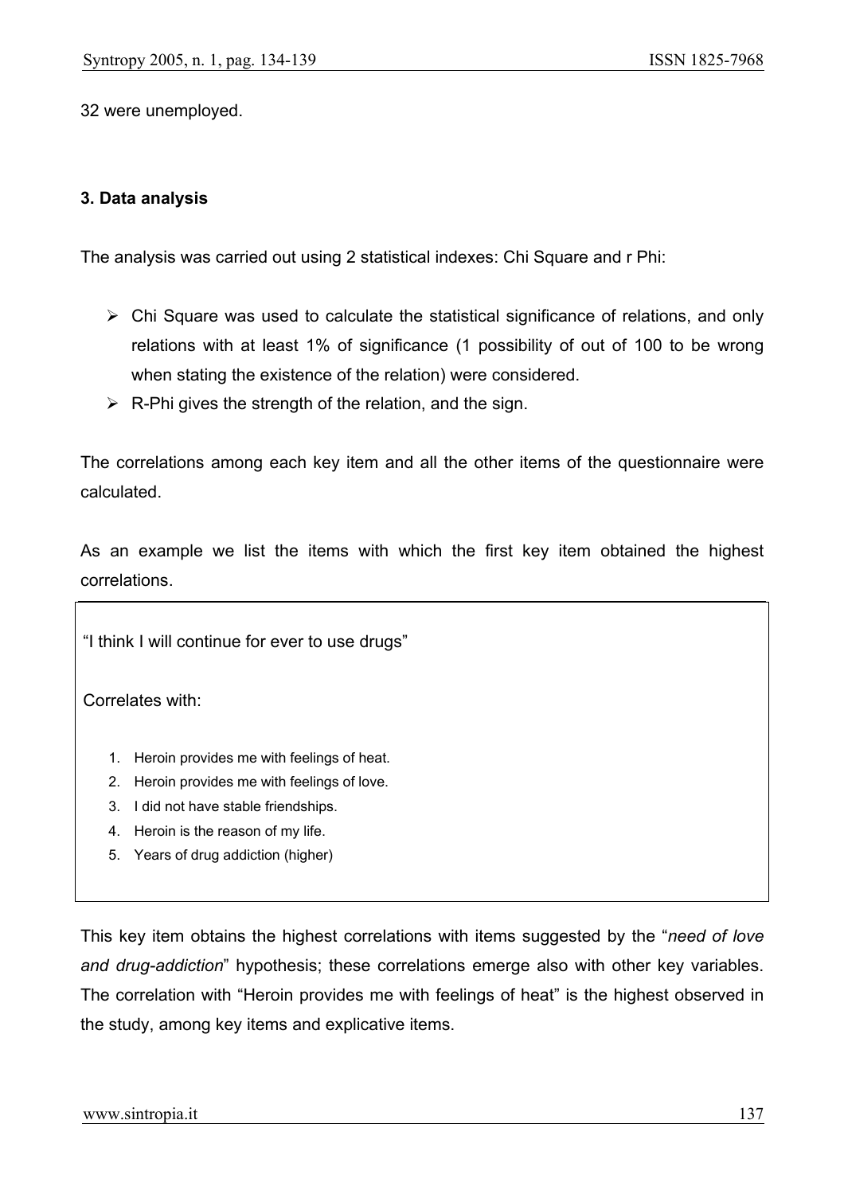32 were unemployed.

### 3. Data analysis

The analysis was carried out using 2 statistical indexes: Chi Square and r Phi:

- Chi Square was used to calculate the statistical significance of relations, and only relations with at least 1% of significance (1 possibility of out of 100 to be wrong when stating the existence of the relation) were considered.
- R-Phi gives the strength of the relation, and the sign.

The correlations among each key item and all the other items of the questionnaire were calculated.

As an example we list the items with which the first key item obtained the highest correlations.

> "I think I will continue for ever to use drugs"
>
> Correlates with:
>
> 1. Heroin provides me with feelings of heat.
> 2. Heroin provides me with feelings of love.
> 3. I did not have stable friendships.
> 4. Heroin is the reason of my life.
> 5. Years of drug addiction (higher)

This key item obtains the highest correlations with items suggested by the "*need of love and drug-addiction*" hypothesis; these correlations emerge also with other key variables. The correlation with "Heroin provides me with feelings of heat" is the highest observed in the study, among key items and explicative items.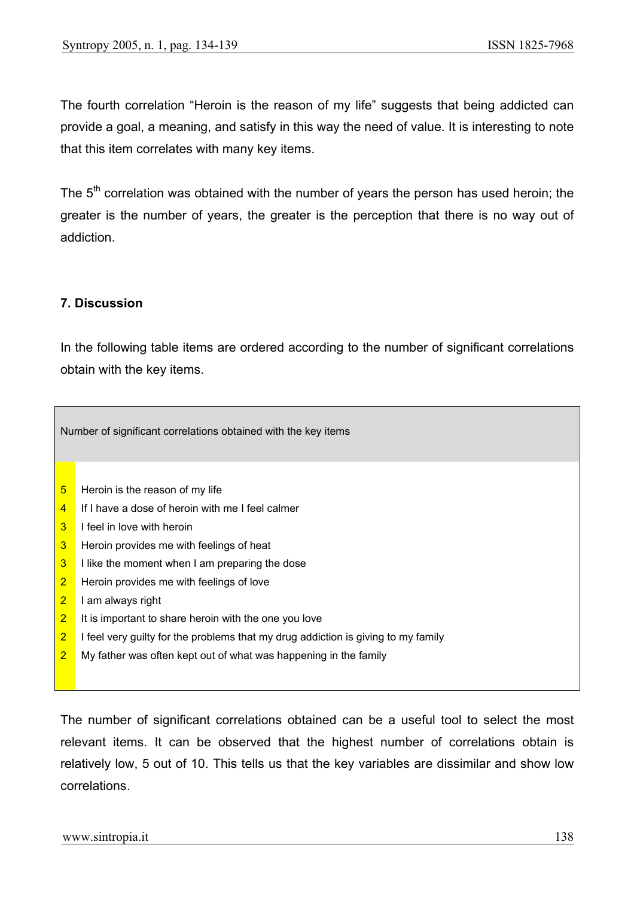The fourth correlation “Heroin is the reason of my life” suggests that being addicted can provide a goal, a meaning, and satisfy in this way the need of value. It is interesting to note that this item correlates with many key items.

The 5th correlation was obtained with the number of years the person has used heroin; the greater is the number of years, the greater is the perception that there is no way out of addiction.

### 7. Discussion

In the following table items are ordered according to the number of significant correlations obtain with the key items.

| Number of significant correlations obtained with the key items | |
|---|---|
| 5 | Heroin is the reason of my life |
| 4 | If I have a dose of heroin with me I feel calmer |
| 3 | I feel in love with heroin |
| 3 | Heroin provides me with feelings of heat |
| 3 | I like the moment when I am preparing the dose |
| 2 | Heroin provides me with feelings of love |
| 2 | I am always right |
| 2 | It is important to share heroin with the one you love |
| 2 | I feel very guilty for the problems that my drug addiction is giving to my family |
| 2 | My father was often kept out of what was happening in the family |

The number of significant correlations obtained can be a useful tool to select the most relevant items. It can be observed that the highest number of correlations obtain is relatively low, 5 out of 10. This tells us that the key variables are dissimilar and show low correlations.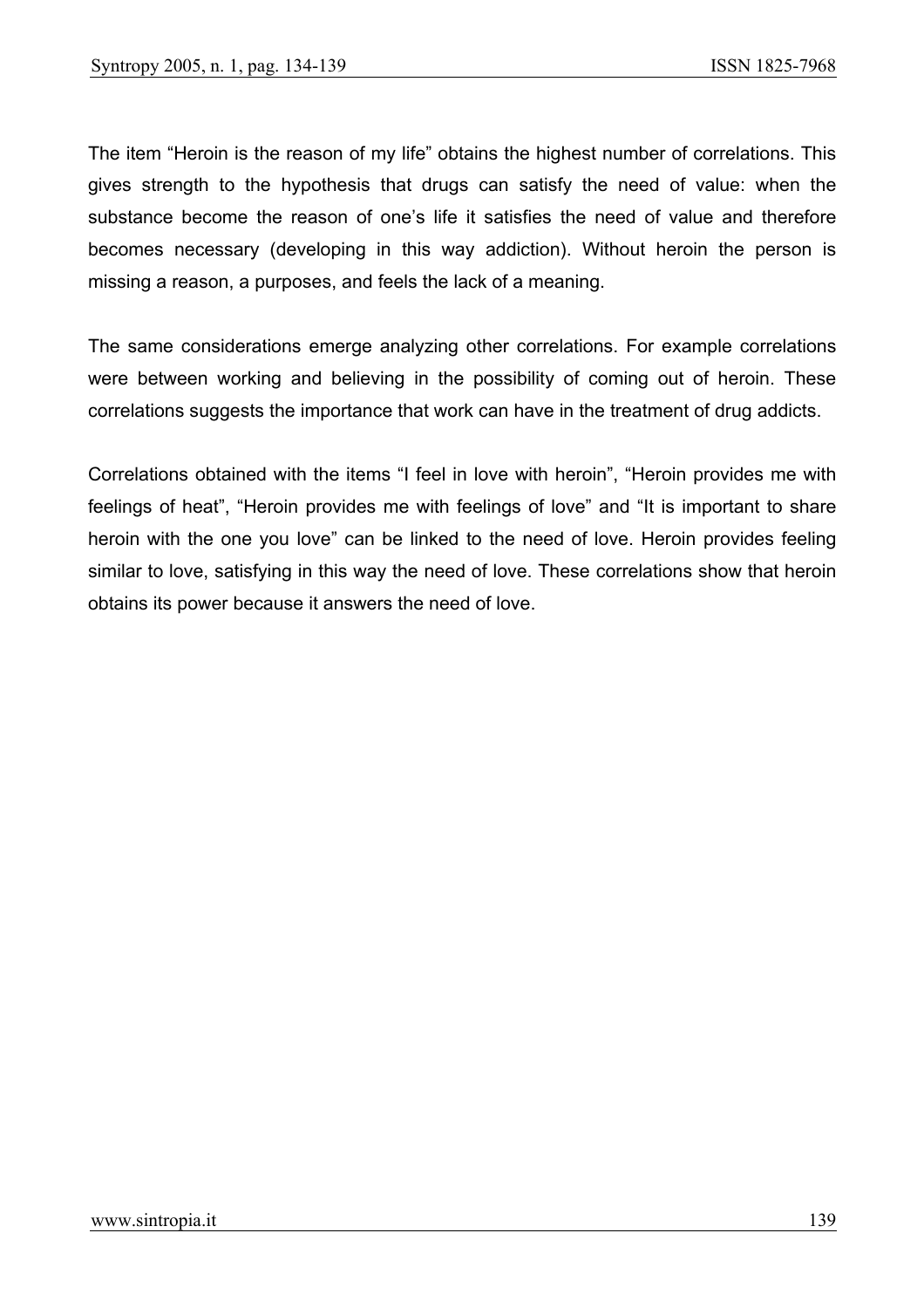The item “Heroin is the reason of my life” obtains the highest number of correlations. This gives strength to the hypothesis that drugs can satisfy the need of value: when the substance become the reason of one’s life it satisfies the need of value and therefore becomes necessary (developing in this way addiction). Without heroin the person is missing a reason, a purposes, and feels the lack of a meaning.

The same considerations emerge analyzing other correlations. For example correlations were between working and believing in the possibility of coming out of heroin. These correlations suggests the importance that work can have in the treatment of drug addicts.

Correlations obtained with the items “I feel in love with heroin”, “Heroin provides me with feelings of heat”, “Heroin provides me with feelings of love” and “It is important to share heroin with the one you love” can be linked to the need of love. Heroin provides feeling similar to love, satisfying in this way the need of love. These correlations show that heroin obtains its power because it answers the need of love.